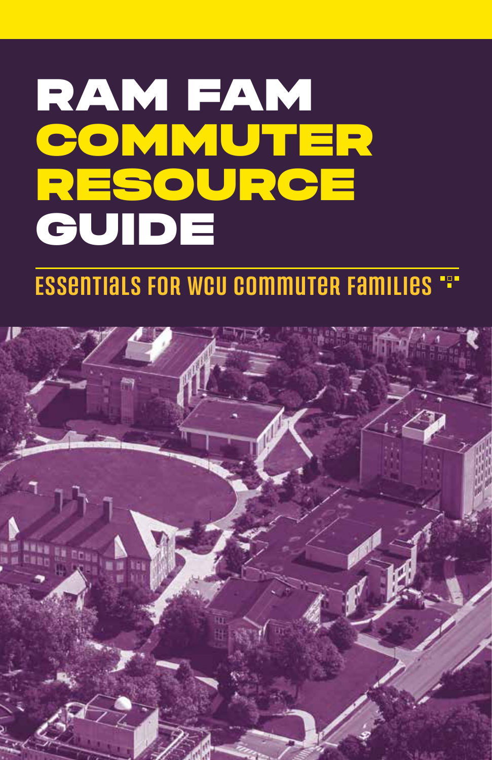# RAM FAM COMMUTER RESOURCE GUIDE

## ESSENTIALS FOR WCU COMMUTER FAMILIES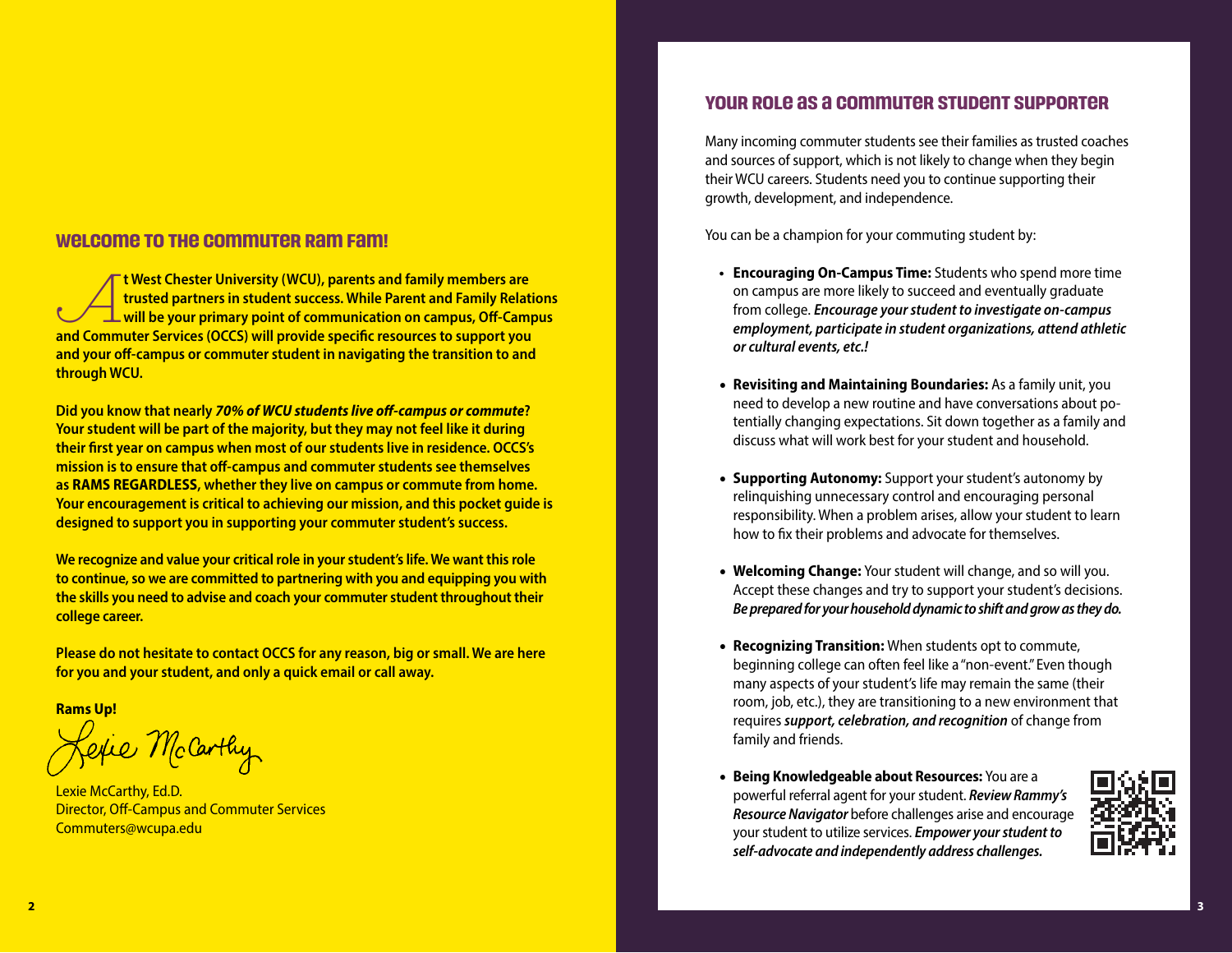## WELCOME TO THE COMMUTER RAM FAM!

**At West Chester University (WCU), parents and family members are trusted partners in student success. While Parent and Family Relations will be your primary point of communication on campus, Off-Campus and Commuter Services (OCCS) will provide specific resources to support you and your off-campus or commuter student in navigating the transition to and through WCU.**

**Did you know that nearly *70% of WCU students live off-campus or commute*? Your student will be part of the majority, but they may not feel like it during their first year on campus when most of our students live in residence. OCCS's mission is to ensure that off-campus and commuter students see themselves as RAMS REGARDLESS, whether they live on campus or commute from home. Your encouragement is critical to achieving our mission, and this pocket guide is designed to support you in supporting your commuter student's success.**

**We recognize and value your critical role in your student's life. We want this role to continue, so we are committed to partnering with you and equipping you with the skills you need to advise and coach your commuter student throughout their college career.**

**Please do not hesitate to contact OCCS for any reason, big or small. We are here for you and your student, and only a quick email or call away.**

**Rams Up!**

Lexie McCarthy, Ed.D.
Director, Off-Campus and Commuter Services
Commuters@wcupa.edu

## YOUR ROLE AS A COMMUTER STUDENT SUPPORTER

Many incoming commuter students see their families as trusted coaches and sources of support, which is not likely to change when they begin their WCU careers. Students need you to continue supporting their growth, development, and independence.

You can be a champion for your commuting student by:

- **Encouraging On-Campus Time:** Students who spend more time on campus are more likely to succeed and eventually graduate from college. ***Encourage your student to investigate on-campus employment, participate in student organizations, attend athletic or cultural events, etc.!***
- **Revisiting and Maintaining Boundaries:** As a family unit, you need to develop a new routine and have conversations about potentially changing expectations. Sit down together as a family and discuss what will work best for your student and household.
- **Supporting Autonomy:** Support your student's autonomy by relinquishing unnecessary control and encouraging personal responsibility. When a problem arises, allow your student to learn how to fix their problems and advocate for themselves.
- **Welcoming Change:** Your student will change, and so will you. Accept these changes and try to support your student's decisions. ***Be prepared for your household dynamic to shift and grow as they do.***
- **Recognizing Transition:** When students opt to commute, beginning college can often feel like a "non-event." Even though many aspects of your student's life may remain the same (their room, job, etc.), they are transitioning to a new environment that requires ***support, celebration, and recognition*** of change from family and friends.
- **Being Knowledgeable about Resources:** You are a powerful referral agent for your student. ***Review Rammy's Resource Navigator*** before challenges arise and encourage your student to utilize services. ***Empower your student to self-advocate and independently address challenges.***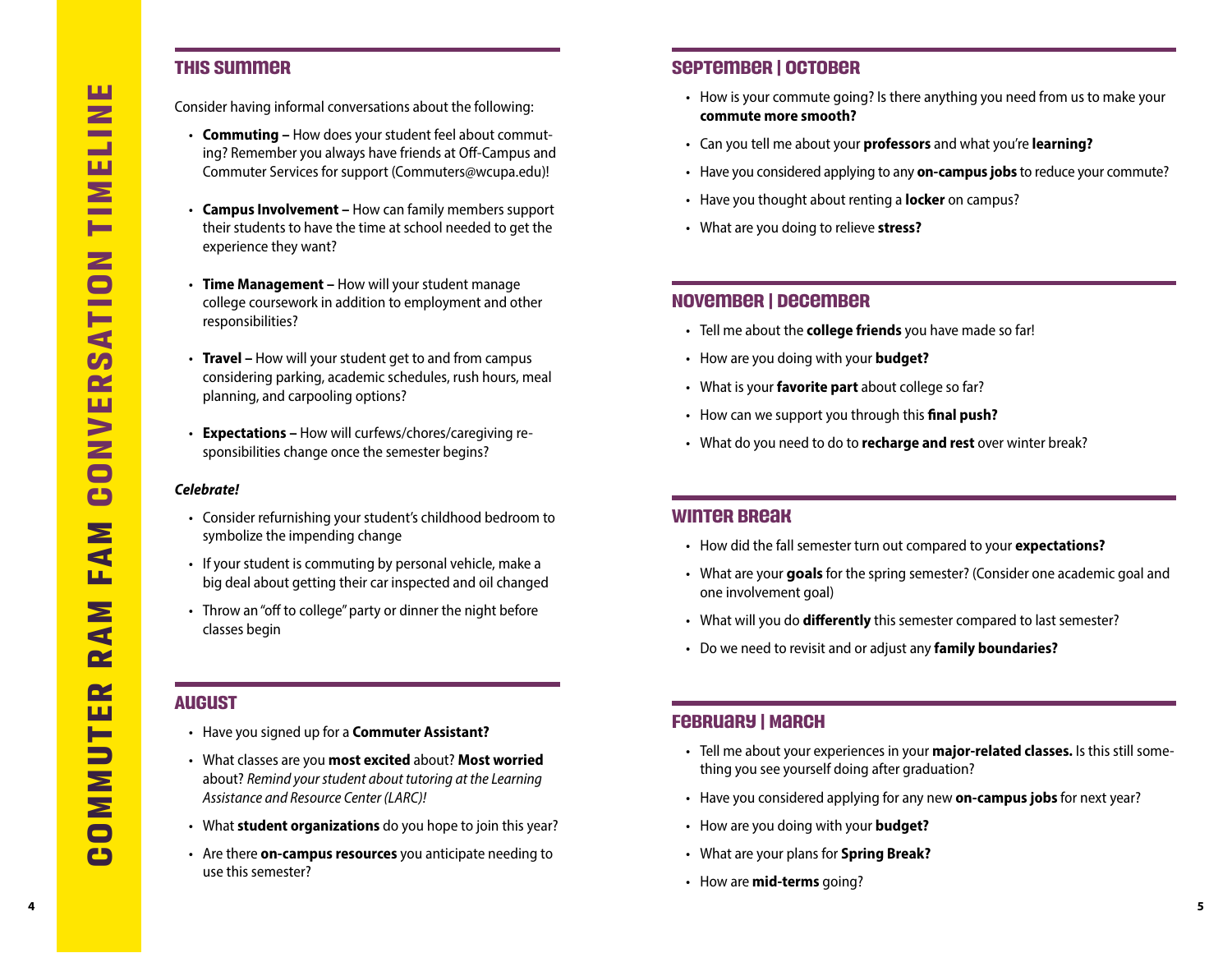# COMMUTER RAM FAM CONVERSATION TIMELINE

## THIS SUMMER

Consider having informal conversations about the following:

- **Commuting –** How does your student feel about commuting? Remember you always have friends at Off-Campus and Commuter Services for support (Commuters@wcupa.edu)!
- **Campus Involvement –** How can family members support their students to have the time at school needed to get the experience they want?
- **Time Management –** How will your student manage college coursework in addition to employment and other responsibilities?
- **Travel –** How will your student get to and from campus considering parking, academic schedules, rush hours, meal planning, and carpooling options?
- **Expectations –** How will curfews/chores/caregiving responsibilities change once the semester begins?

***Celebrate!***

- Consider refurnishing your student's childhood bedroom to symbolize the impending change
- If your student is commuting by personal vehicle, make a big deal about getting their car inspected and oil changed
- Throw an "off to college" party or dinner the night before classes begin

## AUGUST

- Have you signed up for a **Commuter Assistant?**
- What classes are you **most excited** about? **Most worried** about? *Remind your student about tutoring at the Learning Assistance and Resource Center (LARC)!*
- What **student organizations** do you hope to join this year?
- Are there **on-campus resources** you anticipate needing to use this semester?

## SEPTEMBER | OCTOBER

- How is your commute going? Is there anything you need from us to make your **commute more smooth?**
- Can you tell me about your **professors** and what you're **learning?**
- Have you considered applying to any **on-campus jobs** to reduce your commute?
- Have you thought about renting a **locker** on campus?
- What are you doing to relieve **stress?**

## NOVEMBER | DECEMBER

- Tell me about the **college friends** you have made so far!
- How are you doing with your **budget?**
- What is your **favorite part** about college so far?
- How can we support you through this **final push?**
- What do you need to do to **recharge and rest** over winter break?

## WINTER BREAK

- How did the fall semester turn out compared to your **expectations?**
- What are your **goals** for the spring semester? (Consider one academic goal and one involvement goal)
- What will you do **differently** this semester compared to last semester?
- Do we need to revisit and or adjust any **family boundaries?**

## FEBRUARY | MARCH

- Tell me about your experiences in your **major-related classes.** Is this still something you see yourself doing after graduation?
- Have you considered applying for any new **on-campus jobs** for next year?
- How are you doing with your **budget?**
- What are your plans for **Spring Break?**
- How are **mid-terms** going?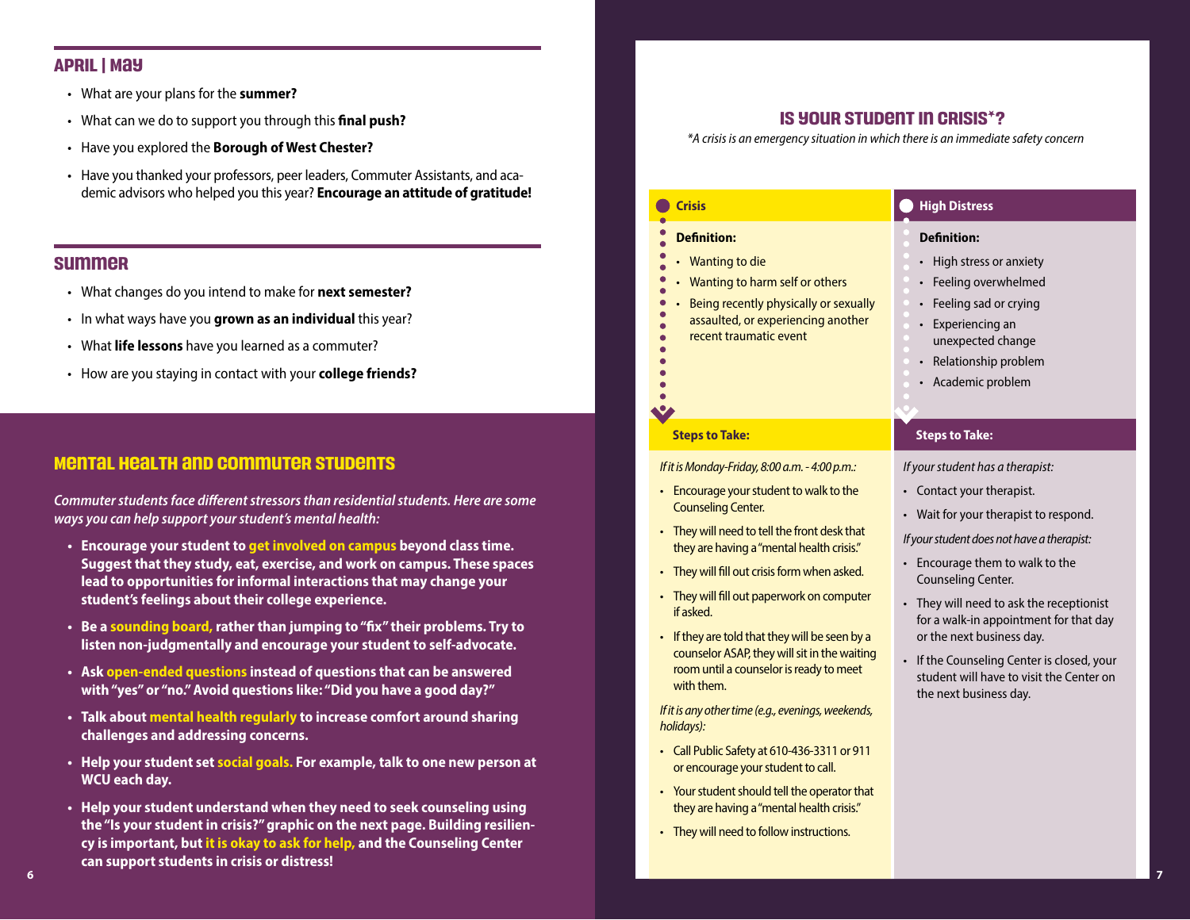## APRIL | MAY

- What are your plans for the **summer?**
- What can we do to support you through this **final push?**
- Have you explored the **Borough of West Chester?**
- Have you thanked your professors, peer leaders, Commuter Assistants, and academic advisors who helped you this year? **Encourage an attitude of gratitude!**

## SUMMER

- What changes do you intend to make for **next semester?**
- In what ways have you **grown as an individual** this year?
- What **life lessons** have you learned as a commuter?
- How are you staying in contact with your **college friends?**

## MENTAL HEALTH AND COMMUTER STUDENTS

*Commuter students face different stressors than residential students. Here are some ways you can help support your student's mental health:*

- **Encourage your student to get involved on campus beyond class time. Suggest that they study, eat, exercise, and work on campus. These spaces lead to opportunities for informal interactions that may change your student's feelings about their college experience.**
- **Be a sounding board, rather than jumping to "fix" their problems. Try to listen non-judgmentally and encourage your student to self-advocate.**
- **Ask open-ended questions instead of questions that can be answered with "yes" or "no." Avoid questions like: "Did you have a good day?"**
- **Talk about mental health regularly to increase comfort around sharing challenges and addressing concerns.**
- **Help your student set social goals. For example, talk to one new person at WCU each day.**
- **Help your student understand when they need to seek counseling using the "Is your student in crisis?" graphic on the next page. Building resiliency is important, but it is okay to ask for help, and the Counseling Center can support students in crisis or distress!**

## IS YOUR STUDENT IN CRISIS*?

*\*A crisis is an emergency situation in which there is an immediate safety concern*

### Crisis

**Definition:**

- Wanting to die
- Wanting to harm self or others
- Being recently physically or sexually assaulted, or experiencing another recent traumatic event

**Steps to Take:**

*If it is Monday-Friday, 8:00 a.m. - 4:00 p.m.:*

- Encourage your student to walk to the Counseling Center.
- They will need to tell the front desk that they are having a "mental health crisis."
- They will fill out crisis form when asked.
- They will fill out paperwork on computer if asked.
- If they are told that they will be seen by a counselor ASAP, they will sit in the waiting room until a counselor is ready to meet with them.

*If it is any other time (e.g., evenings, weekends, holidays):*

- Call Public Safety at 610-436-3311 or 911 or encourage your student to call.
- Your student should tell the operator that they are having a "mental health crisis."
- They will need to follow instructions.

### High Distress

**Definition:**

- High stress or anxiety
- Feeling overwhelmed
- Feeling sad or crying
- Experiencing an unexpected change
- Relationship problem
- Academic problem

**Steps to Take:**

*If your student has a therapist:*

- Contact your therapist.
- Wait for your therapist to respond.

*If your student does not have a therapist:*

- Encourage them to walk to the Counseling Center.
- They will need to ask the receptionist for a walk-in appointment for that day or the next business day.
- If the Counseling Center is closed, your student will have to visit the Center on the next business day.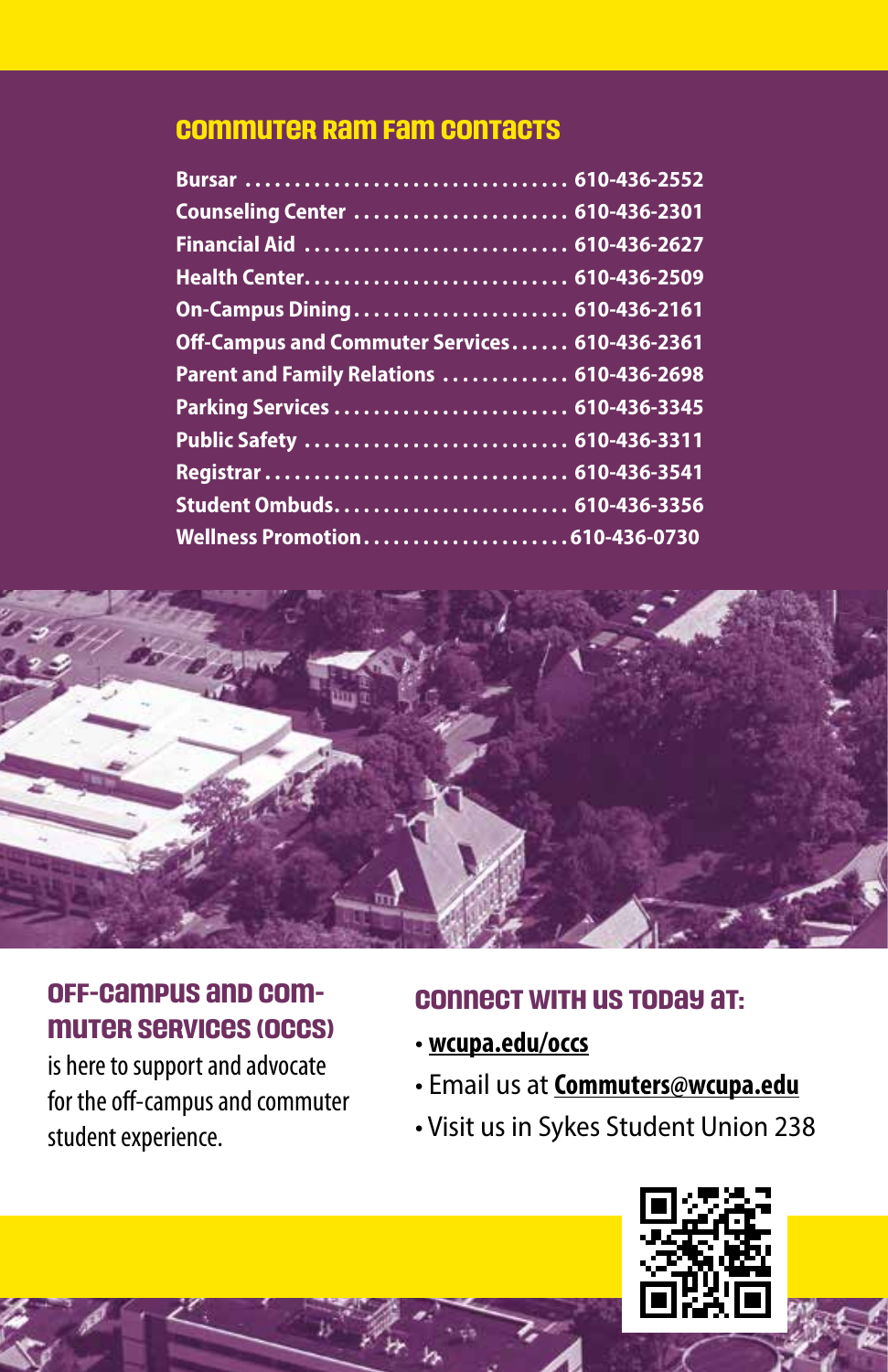## COMMUTER RAM FAM CONTACTS

| | |
|---|---|
| Bursar | 610-436-2552 |
| Counseling Center | 610-436-2301 |
| Financial Aid | 610-436-2627 |
| Health Center | 610-436-2509 |
| On-Campus Dining | 610-436-2161 |
| Off-Campus and Commuter Services | 610-436-2361 |
| Parent and Family Relations | 610-436-2698 |
| Parking Services | 610-436-3345 |
| Public Safety | 610-436-3311 |
| Registrar | 610-436-3541 |
| Student Ombuds | 610-436-3356 |
| Wellness Promotion | 610-436-0730 |

## OFF-CAMPUS AND COMMUTER SERVICES (OCCS)

is here to support and advocate for the off-campus and commuter student experience.

## CONNECT WITH US TODAY AT:

- **wcupa.edu/occs**
- Email us at **Commuters@wcupa.edu**
- Visit us in Sykes Student Union 238